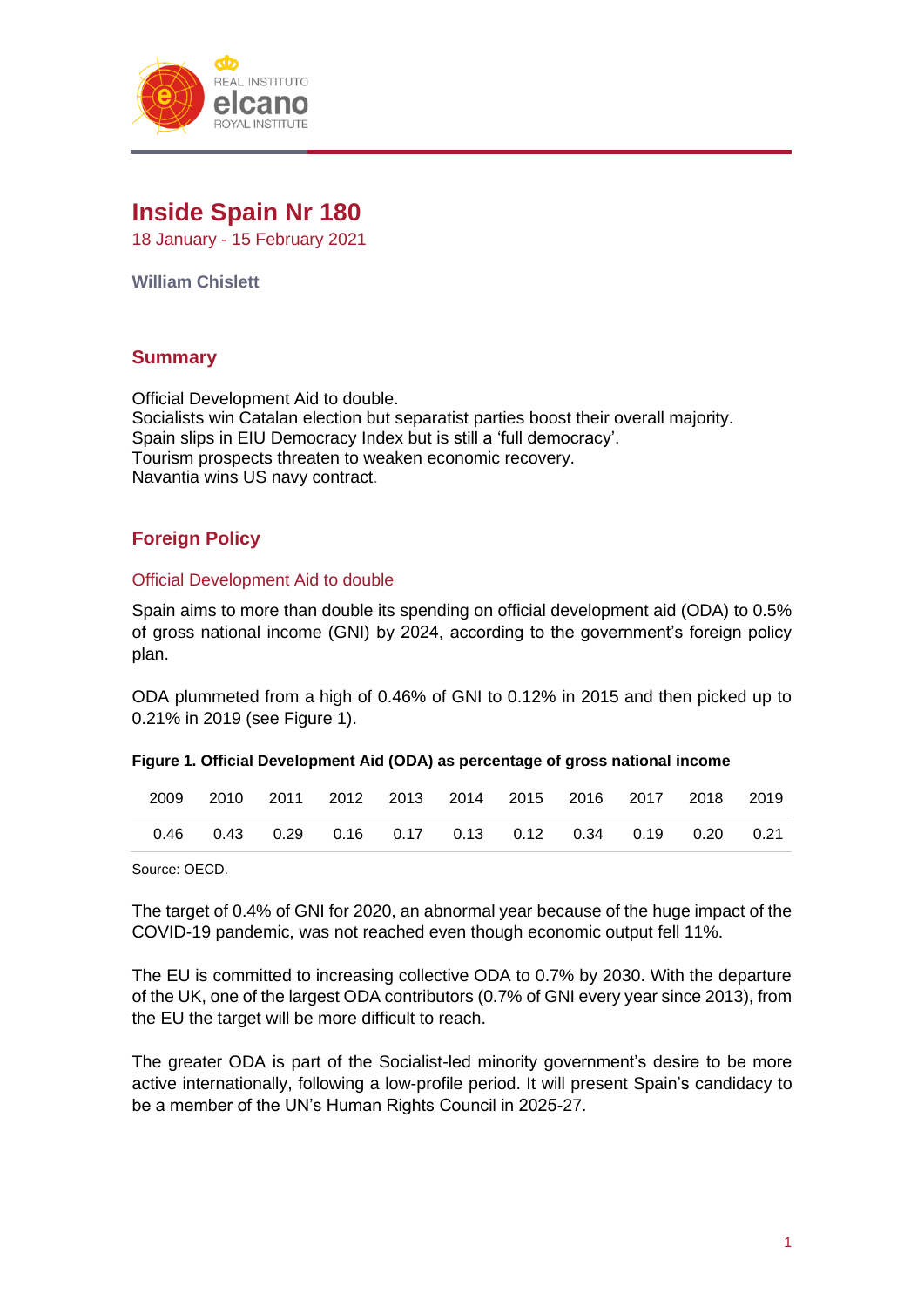# Inside Spain Nr 180

18 January - 15 February 2021

**William Chislett**

## Summary

Official Development Aid to double.
Socialists win Catalan election but separatist parties boost their overall majority.
Spain slips in EIU Democracy Index but is still a 'full democracy'.
Tourism prospects threaten to weaken economic recovery.
Navantia wins US navy contract.

## Foreign Policy

### Official Development Aid to double

Spain aims to more than double its spending on official development aid (ODA) to 0.5% of gross national income (GNI) by 2024, according to the government's foreign policy plan.

ODA plummeted from a high of 0.46% of GNI to 0.12% in 2015 and then picked up to 0.21% in 2019 (see Figure 1).

**Figure 1. Official Development Aid (ODA) as percentage of gross national income**

| 2009 | 2010 | 2011 | 2012 | 2013 | 2014 | 2015 | 2016 | 2017 | 2018 | 2019 |
|---|---|---|---|---|---|---|---|---|---|---|
| 0.46 | 0.43 | 0.29 | 0.16 | 0.17 | 0.13 | 0.12 | 0.34 | 0.19 | 0.20 | 0.21 |

Source: OECD.

The target of 0.4% of GNI for 2020, an abnormal year because of the huge impact of the COVID-19 pandemic, was not reached even though economic output fell 11%.

The EU is committed to increasing collective ODA to 0.7% by 2030. With the departure of the UK, one of the largest ODA contributors (0.7% of GNI every year since 2013), from the EU the target will be more difficult to reach.

The greater ODA is part of the Socialist-led minority government's desire to be more active internationally, following a low-profile period. It will present Spain's candidacy to be a member of the UN's Human Rights Council in 2025-27.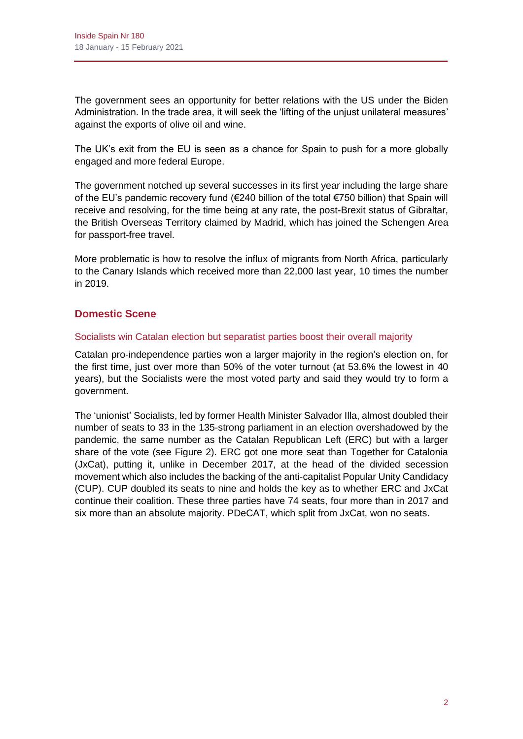The government sees an opportunity for better relations with the US under the Biden Administration. In the trade area, it will seek the 'lifting of the unjust unilateral measures' against the exports of olive oil and wine.

The UK's exit from the EU is seen as a chance for Spain to push for a more globally engaged and more federal Europe.

The government notched up several successes in its first year including the large share of the EU's pandemic recovery fund (€240 billion of the total €750 billion) that Spain will receive and resolving, for the time being at any rate, the post-Brexit status of Gibraltar, the British Overseas Territory claimed by Madrid, which has joined the Schengen Area for passport-free travel.

More problematic is how to resolve the influx of migrants from North Africa, particularly to the Canary Islands which received more than 22,000 last year, 10 times the number in 2019.

## Domestic Scene

### Socialists win Catalan election but separatist parties boost their overall majority

Catalan pro-independence parties won a larger majority in the region's election on, for the first time, just over more than 50% of the voter turnout (at 53.6% the lowest in 40 years), but the Socialists were the most voted party and said they would try to form a government.

The 'unionist' Socialists, led by former Health Minister Salvador Illa, almost doubled their number of seats to 33 in the 135-strong parliament in an election overshadowed by the pandemic, the same number as the Catalan Republican Left (ERC) but with a larger share of the vote (see Figure 2). ERC got one more seat than Together for Catalonia (JxCat), putting it, unlike in December 2017, at the head of the divided secession movement which also includes the backing of the anti-capitalist Popular Unity Candidacy (CUP). CUP doubled its seats to nine and holds the key as to whether ERC and JxCat continue their coalition. These three parties have 74 seats, four more than in 2017 and six more than an absolute majority. PDeCAT, which split from JxCat, won no seats.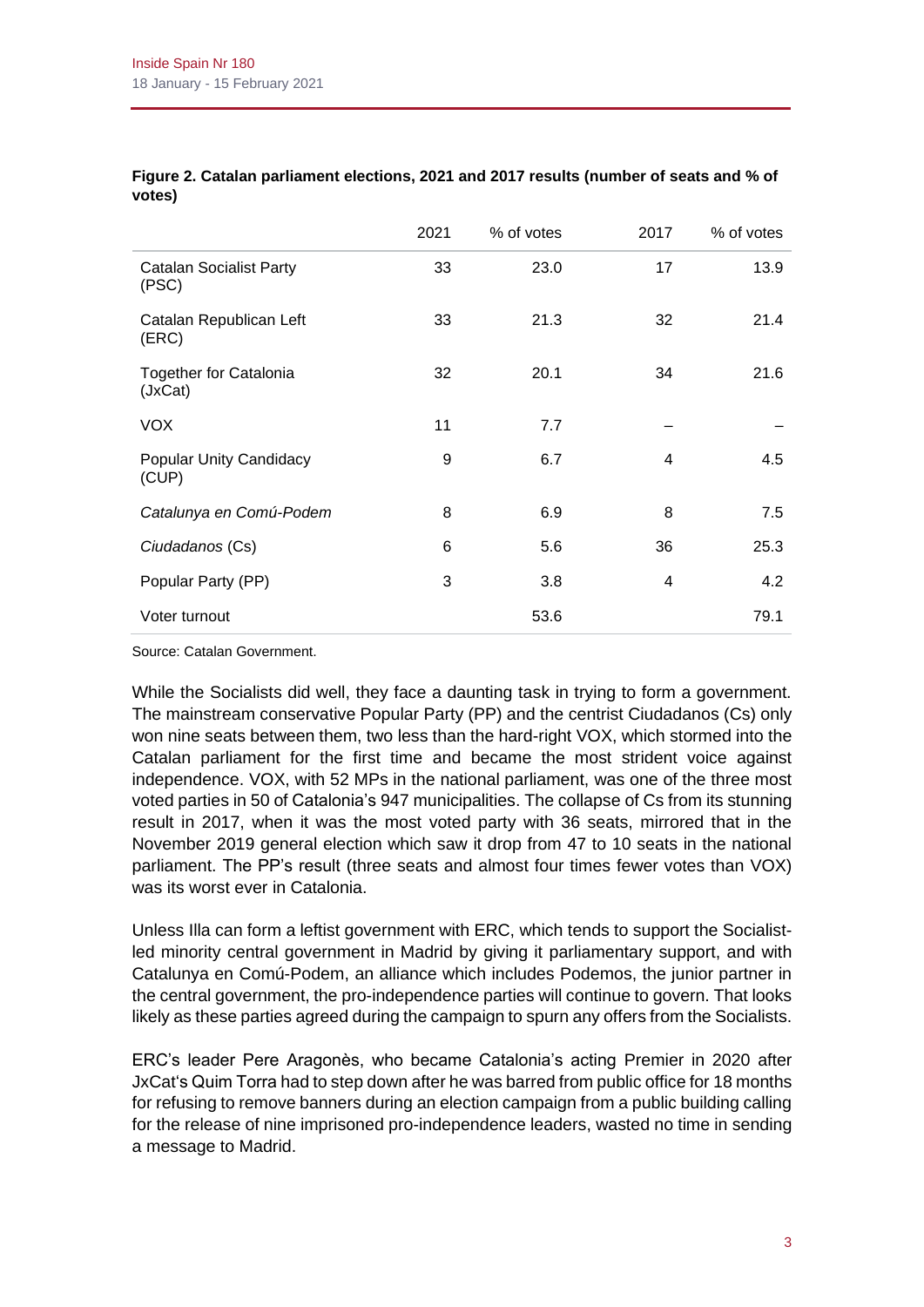**Figure 2. Catalan parliament elections, 2021 and 2017 results (number of seats and % of votes)**

| | 2021 | % of votes | 2017 | % of votes |
|---|---|---|---|---|
| Catalan Socialist Party (PSC) | 33 | 23.0 | 17 | 13.9 |
| Catalan Republican Left (ERC) | 33 | 21.3 | 32 | 21.4 |
| Together for Catalonia (JxCat) | 32 | 20.1 | 34 | 21.6 |
| VOX | 11 | 7.7 | – | – |
| Popular Unity Candidacy (CUP) | 9 | 6.7 | 4 | 4.5 |
| *Catalunya en Comú-Podem* | 8 | 6.9 | 8 | 7.5 |
| *Ciudadanos* (Cs) | 6 | 5.6 | 36 | 25.3 |
| Popular Party (PP) | 3 | 3.8 | 4 | 4.2 |
| Voter turnout | | 53.6 | | 79.1 |

Source: Catalan Government.

While the Socialists did well, they face a daunting task in trying to form a government. The mainstream conservative Popular Party (PP) and the centrist Ciudadanos (Cs) only won nine seats between them, two less than the hard-right VOX, which stormed into the Catalan parliament for the first time and became the most strident voice against independence. VOX, with 52 MPs in the national parliament, was one of the three most voted parties in 50 of Catalonia's 947 municipalities. The collapse of Cs from its stunning result in 2017, when it was the most voted party with 36 seats, mirrored that in the November 2019 general election which saw it drop from 47 to 10 seats in the national parliament. The PP's result (three seats and almost four times fewer votes than VOX) was its worst ever in Catalonia.

Unless Illa can form a leftist government with ERC, which tends to support the Socialist-led minority central government in Madrid by giving it parliamentary support, and with Catalunya en Comú-Podem, an alliance which includes Podemos, the junior partner in the central government, the pro-independence parties will continue to govern. That looks likely as these parties agreed during the campaign to spurn any offers from the Socialists.

ERC's leader Pere Aragonès, who became Catalonia's acting Premier in 2020 after JxCat's Quim Torra had to step down after he was barred from public office for 18 months for refusing to remove banners during an election campaign from a public building calling for the release of nine imprisoned pro-independence leaders, wasted no time in sending a message to Madrid.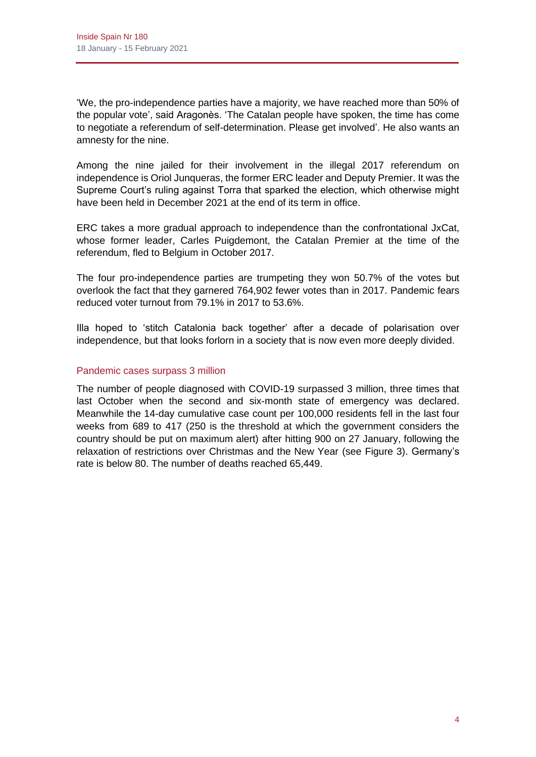'We, the pro-independence parties have a majority, we have reached more than 50% of the popular vote', said Aragonès. 'The Catalan people have spoken, the time has come to negotiate a referendum of self-determination. Please get involved'. He also wants an amnesty for the nine.

Among the nine jailed for their involvement in the illegal 2017 referendum on independence is Oriol Junqueras, the former ERC leader and Deputy Premier. It was the Supreme Court's ruling against Torra that sparked the election, which otherwise might have been held in December 2021 at the end of its term in office.

ERC takes a more gradual approach to independence than the confrontational JxCat, whose former leader, Carles Puigdemont, the Catalan Premier at the time of the referendum, fled to Belgium in October 2017.

The four pro-independence parties are trumpeting they won 50.7% of the votes but overlook the fact that they garnered 764,902 fewer votes than in 2017. Pandemic fears reduced voter turnout from 79.1% in 2017 to 53.6%.

Illa hoped to 'stitch Catalonia back together' after a decade of polarisation over independence, but that looks forlorn in a society that is now even more deeply divided.

## Pandemic cases surpass 3 million

The number of people diagnosed with COVID-19 surpassed 3 million, three times that last October when the second and six-month state of emergency was declared. Meanwhile the 14-day cumulative case count per 100,000 residents fell in the last four weeks from 689 to 417 (250 is the threshold at which the government considers the country should be put on maximum alert) after hitting 900 on 27 January, following the relaxation of restrictions over Christmas and the New Year (see Figure 3). Germany's rate is below 80. The number of deaths reached 65,449.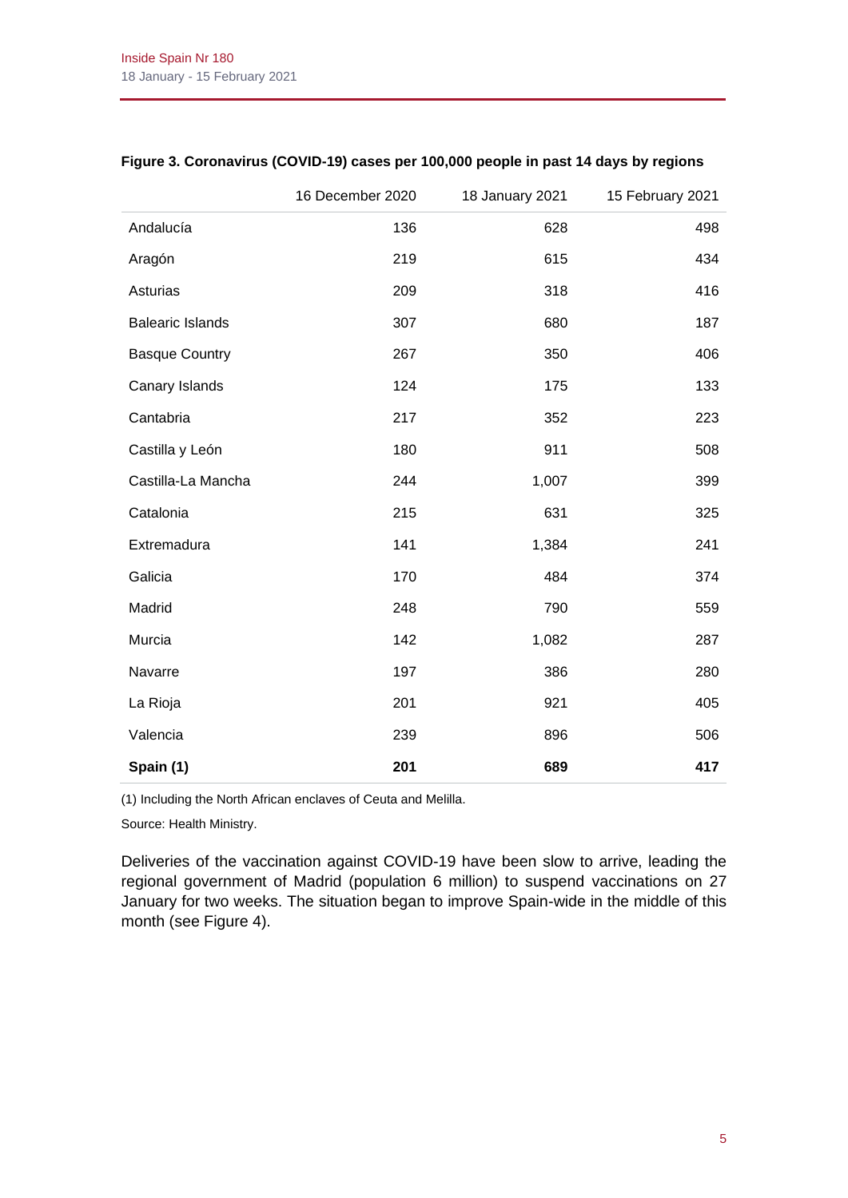**Figure 3. Coronavirus (COVID-19) cases per 100,000 people in past 14 days by regions**

| | 16 December 2020 | 18 January 2021 | 15 February 2021 |
|---|---|---|---|
| Andalucía | 136 | 628 | 498 |
| Aragón | 219 | 615 | 434 |
| Asturias | 209 | 318 | 416 |
| Balearic Islands | 307 | 680 | 187 |
| Basque Country | 267 | 350 | 406 |
| Canary Islands | 124 | 175 | 133 |
| Cantabria | 217 | 352 | 223 |
| Castilla y León | 180 | 911 | 508 |
| Castilla-La Mancha | 244 | 1,007 | 399 |
| Catalonia | 215 | 631 | 325 |
| Extremadura | 141 | 1,384 | 241 |
| Galicia | 170 | 484 | 374 |
| Madrid | 248 | 790 | 559 |
| Murcia | 142 | 1,082 | 287 |
| Navarre | 197 | 386 | 280 |
| La Rioja | 201 | 921 | 405 |
| Valencia | 239 | 896 | 506 |
| **Spain (1)** | **201** | **689** | **417** |

(1) Including the North African enclaves of Ceuta and Melilla.

Source: Health Ministry.

Deliveries of the vaccination against COVID-19 have been slow to arrive, leading the regional government of Madrid (population 6 million) to suspend vaccinations on 27 January for two weeks. The situation began to improve Spain-wide in the middle of this month (see Figure 4).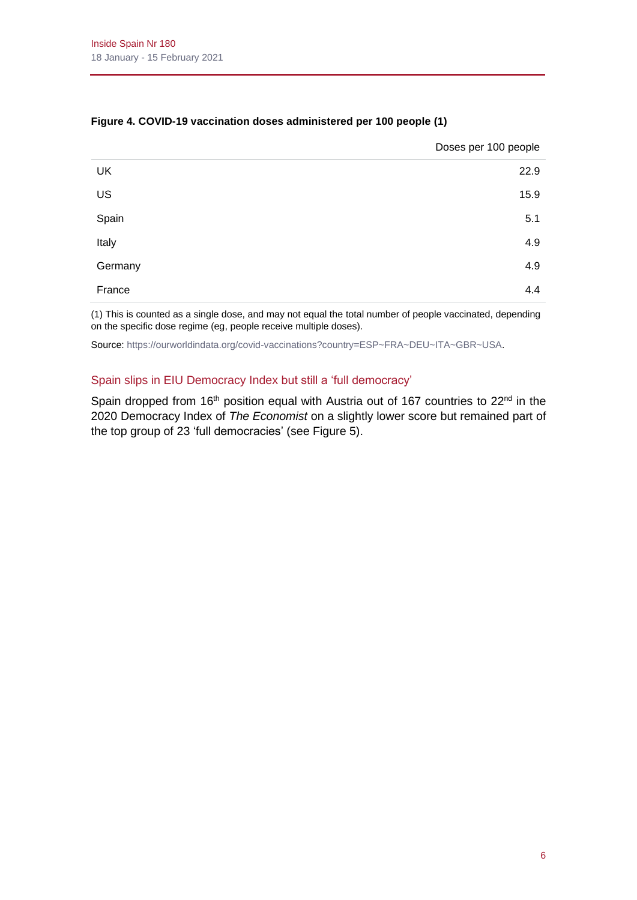**Figure 4. COVID-19 vaccination doses administered per 100 people (1)**

| | Doses per 100 people |
|---|---|
| UK | 22.9 |
| US | 15.9 |
| Spain | 5.1 |
| Italy | 4.9 |
| Germany | 4.9 |
| France | 4.4 |

(1) This is counted as a single dose, and may not equal the total number of people vaccinated, depending on the specific dose regime (eg, people receive multiple doses).

Source: https://ourworldindata.org/covid-vaccinations?country=ESP~FRA~DEU~ITA~GBR~USA.

### Spain slips in EIU Democracy Index but still a 'full democracy'

Spain dropped from 16th position equal with Austria out of 167 countries to 22nd in the 2020 Democracy Index of *The Economist* on a slightly lower score but remained part of the top group of 23 'full democracies' (see Figure 5).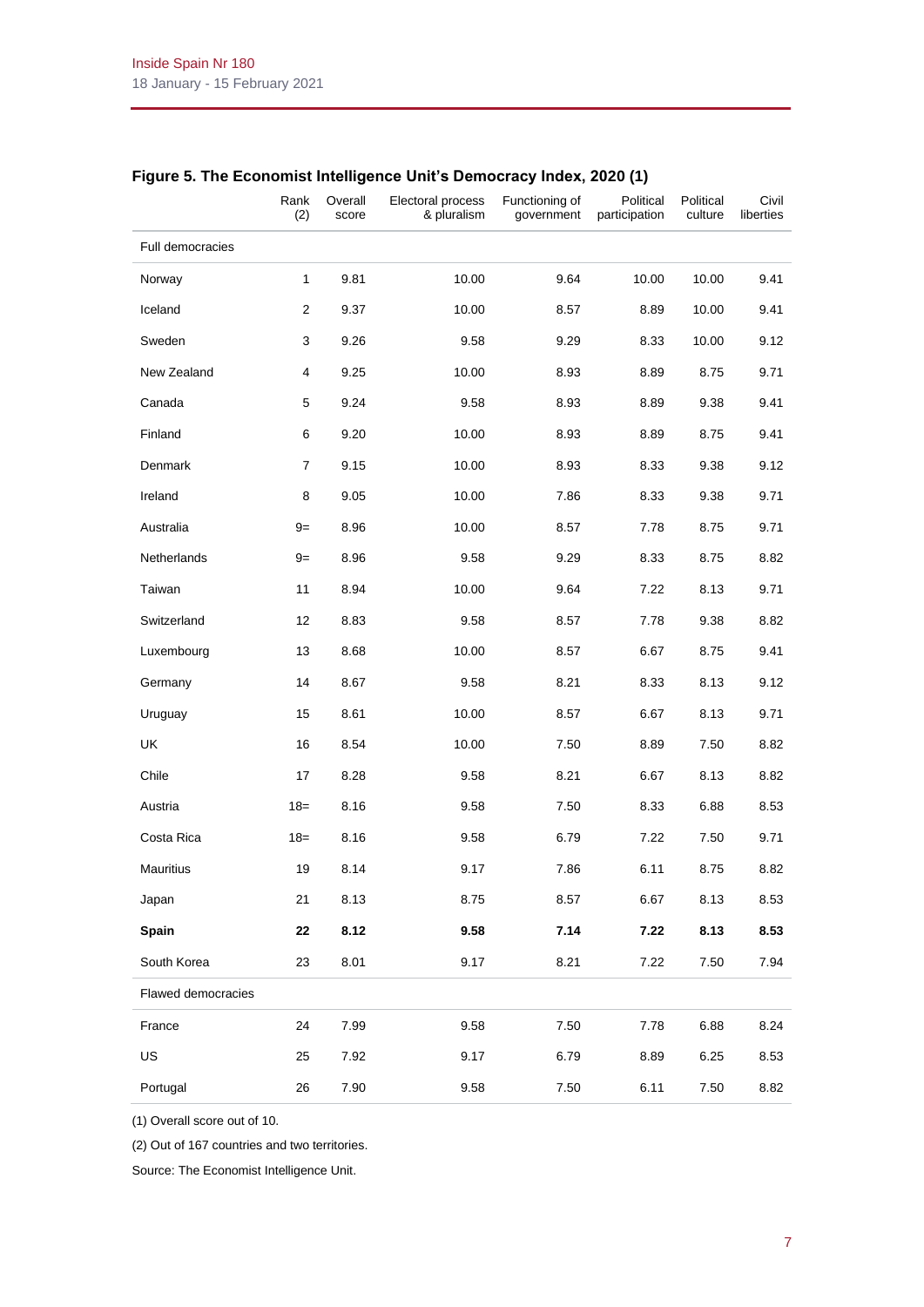**Figure 5. The Economist Intelligence Unit's Democracy Index, 2020 (1)**

| | Rank (2) | Overall score | Electoral process & pluralism | Functioning of government | Political participation | Political culture | Civil liberties |
|---|---|---|---|---|---|---|---|
| Full democracies | | | | | | | |
| Norway | 1 | 9.81 | 10.00 | 9.64 | 10.00 | 10.00 | 9.41 |
| Iceland | 2 | 9.37 | 10.00 | 8.57 | 8.89 | 10.00 | 9.41 |
| Sweden | 3 | 9.26 | 9.58 | 9.29 | 8.33 | 10.00 | 9.12 |
| New Zealand | 4 | 9.25 | 10.00 | 8.93 | 8.89 | 8.75 | 9.71 |
| Canada | 5 | 9.24 | 9.58 | 8.93 | 8.89 | 9.38 | 9.41 |
| Finland | 6 | 9.20 | 10.00 | 8.93 | 8.89 | 8.75 | 9.41 |
| Denmark | 7 | 9.15 | 10.00 | 8.93 | 8.33 | 9.38 | 9.12 |
| Ireland | 8 | 9.05 | 10.00 | 7.86 | 8.33 | 9.38 | 9.71 |
| Australia | 9= | 8.96 | 10.00 | 8.57 | 7.78 | 8.75 | 9.71 |
| Netherlands | 9= | 8.96 | 9.58 | 9.29 | 8.33 | 8.75 | 8.82 |
| Taiwan | 11 | 8.94 | 10.00 | 9.64 | 7.22 | 8.13 | 9.71 |
| Switzerland | 12 | 8.83 | 9.58 | 8.57 | 7.78 | 9.38 | 8.82 |
| Luxembourg | 13 | 8.68 | 10.00 | 8.57 | 6.67 | 8.75 | 9.41 |
| Germany | 14 | 8.67 | 9.58 | 8.21 | 8.33 | 8.13 | 9.12 |
| Uruguay | 15 | 8.61 | 10.00 | 8.57 | 6.67 | 8.13 | 9.71 |
| UK | 16 | 8.54 | 10.00 | 7.50 | 8.89 | 7.50 | 8.82 |
| Chile | 17 | 8.28 | 9.58 | 8.21 | 6.67 | 8.13 | 8.82 |
| Austria | 18= | 8.16 | 9.58 | 7.50 | 8.33 | 6.88 | 8.53 |
| Costa Rica | 18= | 8.16 | 9.58 | 6.79 | 7.22 | 7.50 | 9.71 |
| Mauritius | 19 | 8.14 | 9.17 | 7.86 | 6.11 | 8.75 | 8.82 |
| Japan | 21 | 8.13 | 8.75 | 8.57 | 6.67 | 8.13 | 8.53 |
| **Spain** | **22** | **8.12** | **9.58** | **7.14** | **7.22** | **8.13** | **8.53** |
| South Korea | 23 | 8.01 | 9.17 | 8.21 | 7.22 | 7.50 | 7.94 |
| Flawed democracies | | | | | | | |
| France | 24 | 7.99 | 9.58 | 7.50 | 7.78 | 6.88 | 8.24 |
| US | 25 | 7.92 | 9.17 | 6.79 | 8.89 | 6.25 | 8.53 |
| Portugal | 26 | 7.90 | 9.58 | 7.50 | 6.11 | 7.50 | 8.82 |

(1) Overall score out of 10.

(2) Out of 167 countries and two territories.

Source: The Economist Intelligence Unit.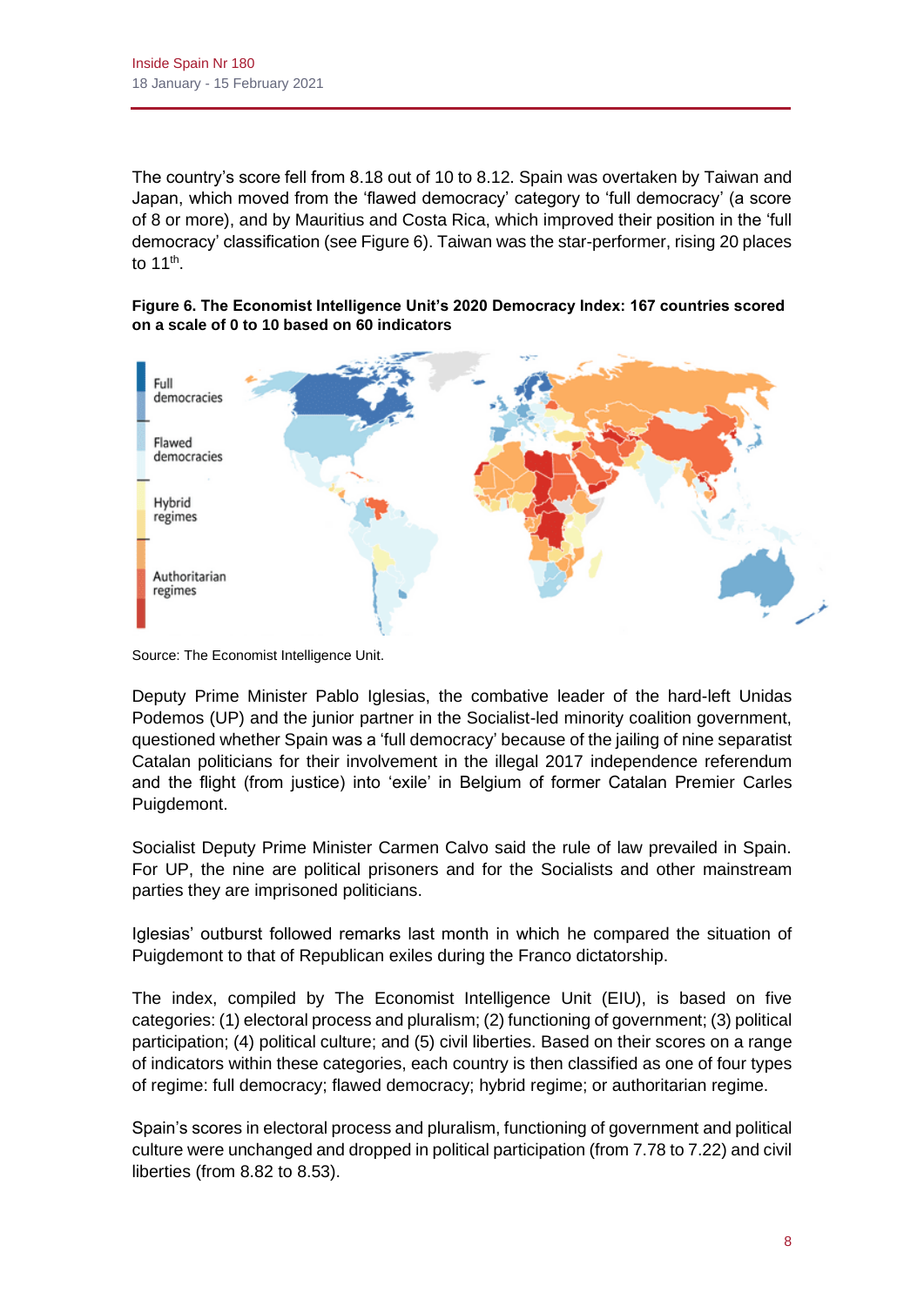The country's score fell from 8.18 out of 10 to 8.12. Spain was overtaken by Taiwan and Japan, which moved from the 'flawed democracy' category to 'full democracy' (a score of 8 or more), and by Mauritius and Costa Rica, which improved their position in the 'full democracy' classification (see Figure 6). Taiwan was the star-performer, rising 20 places to 11th.

**Figure 6. The Economist Intelligence Unit's 2020 Democracy Index: 167 countries scored on a scale of 0 to 10 based on 60 indicators**

Source: The Economist Intelligence Unit.

Deputy Prime Minister Pablo Iglesias, the combative leader of the hard-left Unidas Podemos (UP) and the junior partner in the Socialist-led minority coalition government, questioned whether Spain was a 'full democracy' because of the jailing of nine separatist Catalan politicians for their involvement in the illegal 2017 independence referendum and the flight (from justice) into 'exile' in Belgium of former Catalan Premier Carles Puigdemont.

Socialist Deputy Prime Minister Carmen Calvo said the rule of law prevailed in Spain. For UP, the nine are political prisoners and for the Socialists and other mainstream parties they are imprisoned politicians.

Iglesias' outburst followed remarks last month in which he compared the situation of Puigdemont to that of Republican exiles during the Franco dictatorship.

The index, compiled by The Economist Intelligence Unit (EIU), is based on five categories: (1) electoral process and pluralism; (2) functioning of government; (3) political participation; (4) political culture; and (5) civil liberties. Based on their scores on a range of indicators within these categories, each country is then classified as one of four types of regime: full democracy; flawed democracy; hybrid regime; or authoritarian regime.

Spain's scores in electoral process and pluralism, functioning of government and political culture were unchanged and dropped in political participation (from 7.78 to 7.22) and civil liberties (from 8.82 to 8.53).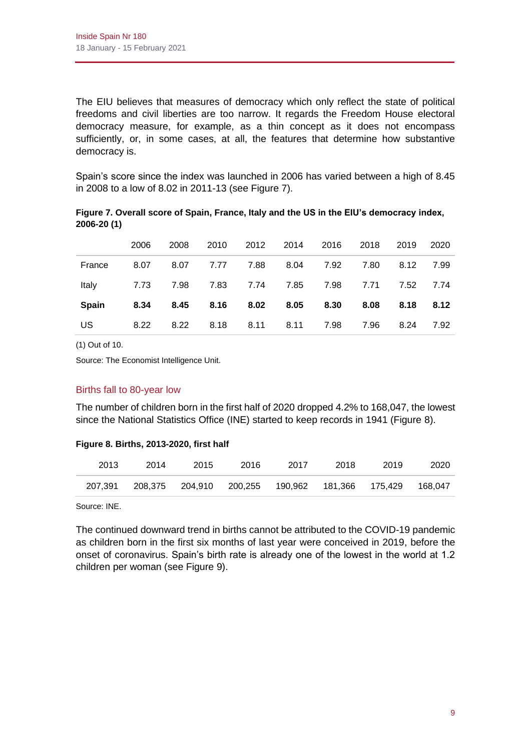The EIU believes that measures of democracy which only reflect the state of political freedoms and civil liberties are too narrow. It regards the Freedom House electoral democracy measure, for example, as a thin concept as it does not encompass sufficiently, or, in some cases, at all, the features that determine how substantive democracy is.

Spain's score since the index was launched in 2006 has varied between a high of 8.45 in 2008 to a low of 8.02 in 2011-13 (see Figure 7).

**Figure 7. Overall score of Spain, France, Italy and the US in the EIU's democracy index, 2006-20 (1)**

| | 2006 | 2008 | 2010 | 2012 | 2014 | 2016 | 2018 | 2019 | 2020 |
|---|---|---|---|---|---|---|---|---|---|
| France | 8.07 | 8.07 | 7.77 | 7.88 | 8.04 | 7.92 | 7.80 | 8.12 | 7.99 |
| Italy | 7.73 | 7.98 | 7.83 | 7.74 | 7.85 | 7.98 | 7.71 | 7.52 | 7.74 |
| **Spain** | **8.34** | **8.45** | **8.16** | **8.02** | **8.05** | **8.30** | **8.08** | **8.18** | **8.12** |
| US | 8.22 | 8.22 | 8.18 | 8.11 | 8.11 | 7.98 | 7.96 | 8.24 | 7.92 |

(1) Out of 10.

Source: The Economist Intelligence Unit.

## Births fall to 80-year low

The number of children born in the first half of 2020 dropped 4.2% to 168,047, the lowest since the National Statistics Office (INE) started to keep records in 1941 (Figure 8).

**Figure 8. Births, 2013-2020, first half**

| 2013 | 2014 | 2015 | 2016 | 2017 | 2018 | 2019 | 2020 |
|---|---|---|---|---|---|---|---|
| 207,391 | 208,375 | 204,910 | 200,255 | 190,962 | 181,366 | 175,429 | 168,047 |

Source: INE.

The continued downward trend in births cannot be attributed to the COVID-19 pandemic as children born in the first six months of last year were conceived in 2019, before the onset of coronavirus. Spain's birth rate is already one of the lowest in the world at 1.2 children per woman (see Figure 9).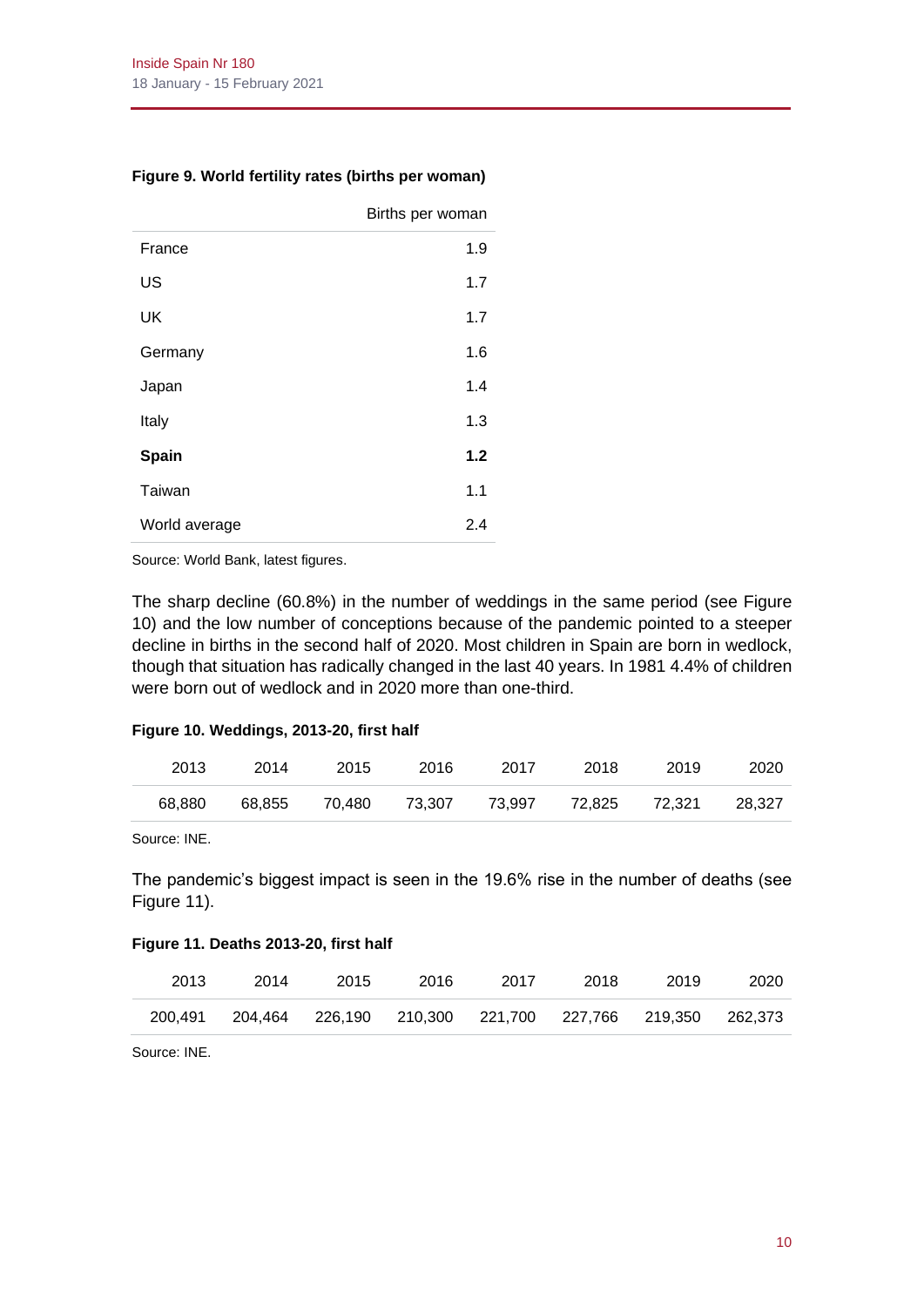**Figure 9. World fertility rates (births per woman)**

| | Births per woman |
|---|---|
| France | 1.9 |
| US | 1.7 |
| UK | 1.7 |
| Germany | 1.6 |
| Japan | 1.4 |
| Italy | 1.3 |
| **Spain** | **1.2** |
| Taiwan | 1.1 |
| World average | 2.4 |

Source: World Bank, latest figures.

The sharp decline (60.8%) in the number of weddings in the same period (see Figure 10) and the low number of conceptions because of the pandemic pointed to a steeper decline in births in the second half of 2020. Most children in Spain are born in wedlock, though that situation has radically changed in the last 40 years. In 1981 4.4% of children were born out of wedlock and in 2020 more than one-third.

**Figure 10. Weddings, 2013-20, first half**

| 2013 | 2014 | 2015 | 2016 | 2017 | 2018 | 2019 | 2020 |
|---|---|---|---|---|---|---|---|
| 68,880 | 68,855 | 70,480 | 73,307 | 73,997 | 72,825 | 72,321 | 28,327 |

Source: INE.

The pandemic's biggest impact is seen in the 19.6% rise in the number of deaths (see Figure 11).

**Figure 11. Deaths 2013-20, first half**

| 2013 | 2014 | 2015 | 2016 | 2017 | 2018 | 2019 | 2020 |
|---|---|---|---|---|---|---|---|
| 200,491 | 204,464 | 226,190 | 210,300 | 221,700 | 227,766 | 219,350 | 262,373 |

Source: INE.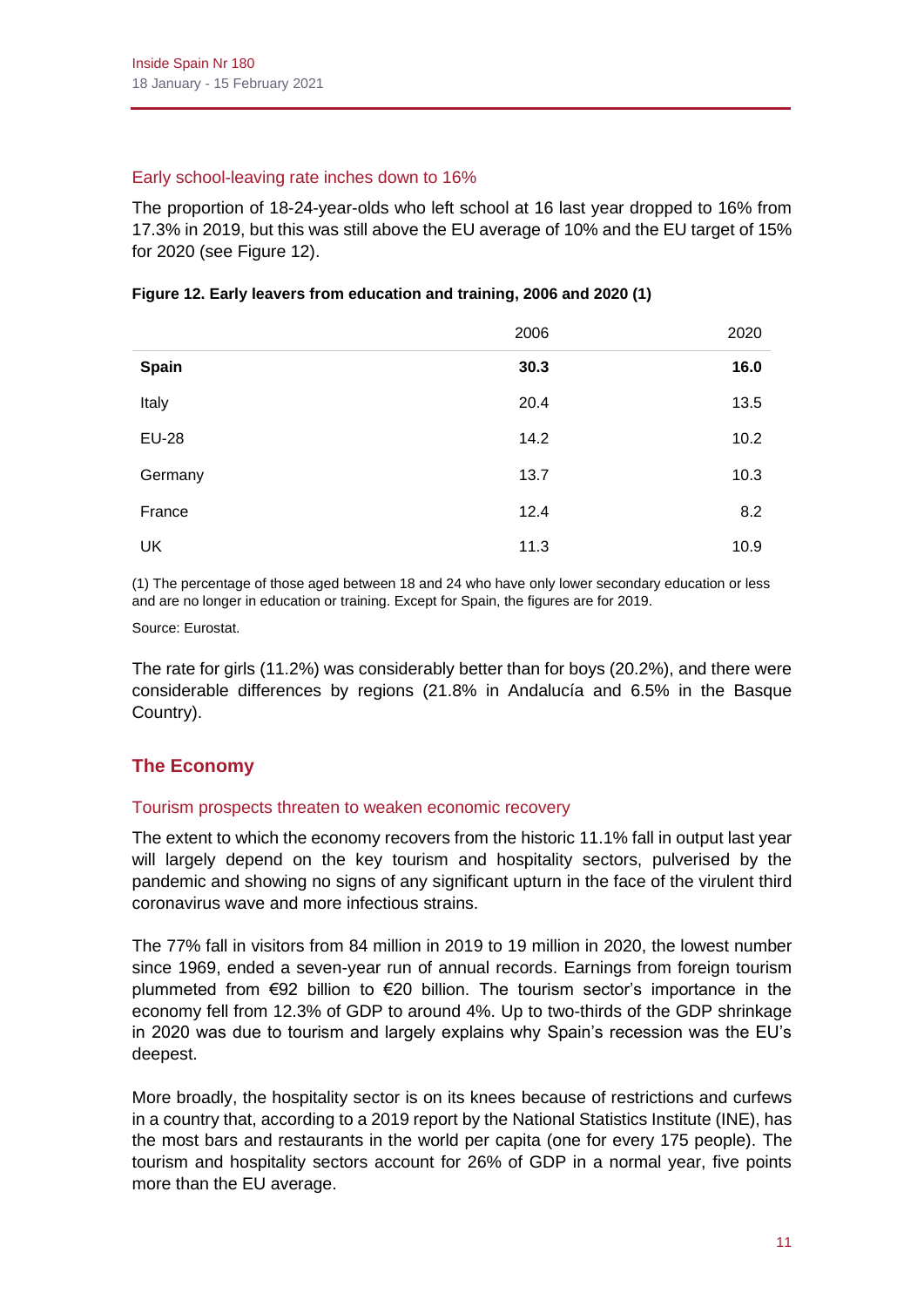### Early school-leaving rate inches down to 16%

The proportion of 18-24-year-olds who left school at 16 last year dropped to 16% from 17.3% in 2019, but this was still above the EU average of 10% and the EU target of 15% for 2020 (see Figure 12).

**Figure 12. Early leavers from education and training, 2006 and 2020 (1)**

| | 2006 | 2020 |
|---|---|---|
| **Spain** | **30.3** | **16.0** |
| Italy | 20.4 | 13.5 |
| EU-28 | 14.2 | 10.2 |
| Germany | 13.7 | 10.3 |
| France | 12.4 | 8.2 |
| UK | 11.3 | 10.9 |

(1) The percentage of those aged between 18 and 24 who have only lower secondary education or less and are no longer in education or training. Except for Spain, the figures are for 2019.

Source: Eurostat.

The rate for girls (11.2%) was considerably better than for boys (20.2%), and there were considerable differences by regions (21.8% in Andalucía and 6.5% in the Basque Country).

## The Economy

### Tourism prospects threaten to weaken economic recovery

The extent to which the economy recovers from the historic 11.1% fall in output last year will largely depend on the key tourism and hospitality sectors, pulverised by the pandemic and showing no signs of any significant upturn in the face of the virulent third coronavirus wave and more infectious strains.

The 77% fall in visitors from 84 million in 2019 to 19 million in 2020, the lowest number since 1969, ended a seven-year run of annual records. Earnings from foreign tourism plummeted from €92 billion to €20 billion. The tourism sector's importance in the economy fell from 12.3% of GDP to around 4%. Up to two-thirds of the GDP shrinkage in 2020 was due to tourism and largely explains why Spain's recession was the EU's deepest.

More broadly, the hospitality sector is on its knees because of restrictions and curfews in a country that, according to a 2019 report by the National Statistics Institute (INE), has the most bars and restaurants in the world per capita (one for every 175 people). The tourism and hospitality sectors account for 26% of GDP in a normal year, five points more than the EU average.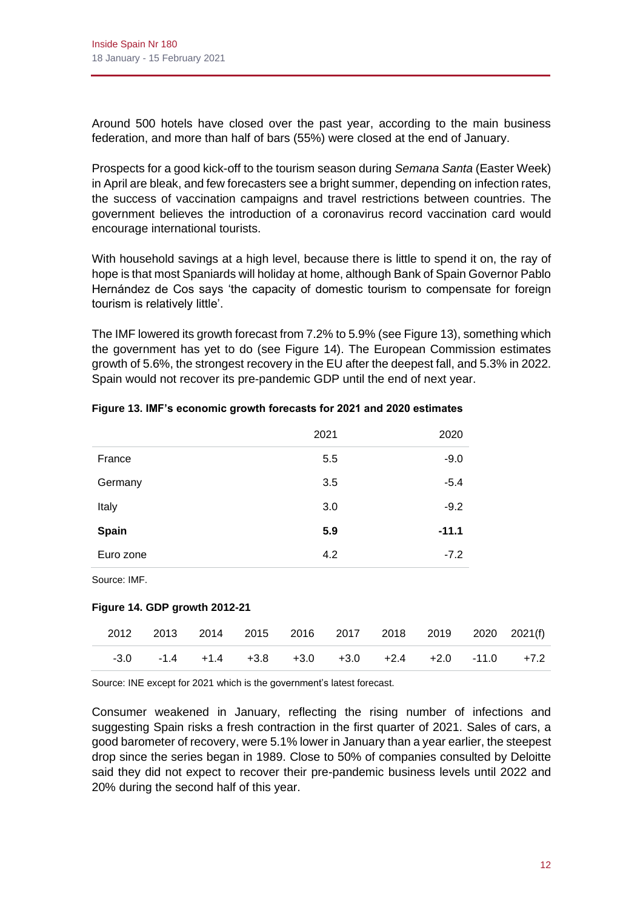Around 500 hotels have closed over the past year, according to the main business federation, and more than half of bars (55%) were closed at the end of January.

Prospects for a good kick-off to the tourism season during *Semana Santa* (Easter Week) in April are bleak, and few forecasters see a bright summer, depending on infection rates, the success of vaccination campaigns and travel restrictions between countries. The government believes the introduction of a coronavirus record vaccination card would encourage international tourists.

With household savings at a high level, because there is little to spend it on, the ray of hope is that most Spaniards will holiday at home, although Bank of Spain Governor Pablo Hernández de Cos says 'the capacity of domestic tourism to compensate for foreign tourism is relatively little'.

The IMF lowered its growth forecast from 7.2% to 5.9% (see Figure 13), something which the government has yet to do (see Figure 14). The European Commission estimates growth of 5.6%, the strongest recovery in the EU after the deepest fall, and 5.3% in 2022. Spain would not recover its pre-pandemic GDP until the end of next year.

**Figure 13. IMF's economic growth forecasts for 2021 and 2020 estimates**

| | 2021 | 2020 |
|---|---|---|
| France | 5.5 | -9.0 |
| Germany | 3.5 | -5.4 |
| Italy | 3.0 | -9.2 |
| **Spain** | **5.9** | **-11.1** |
| Euro zone | 4.2 | -7.2 |

Source: IMF.

**Figure 14. GDP growth 2012-21**

| 2012 | 2013 | 2014 | 2015 | 2016 | 2017 | 2018 | 2019 | 2020 | 2021(f) |
|---|---|---|---|---|---|---|---|---|---|
| -3.0 | -1.4 | +1.4 | +3.8 | +3.0 | +3.0 | +2.4 | +2.0 | -11.0 | +7.2 |

Source: INE except for 2021 which is the government's latest forecast.

Consumer weakened in January, reflecting the rising number of infections and suggesting Spain risks a fresh contraction in the first quarter of 2021. Sales of cars, a good barometer of recovery, were 5.1% lower in January than a year earlier, the steepest drop since the series began in 1989. Close to 50% of companies consulted by Deloitte said they did not expect to recover their pre-pandemic business levels until 2022 and 20% during the second half of this year.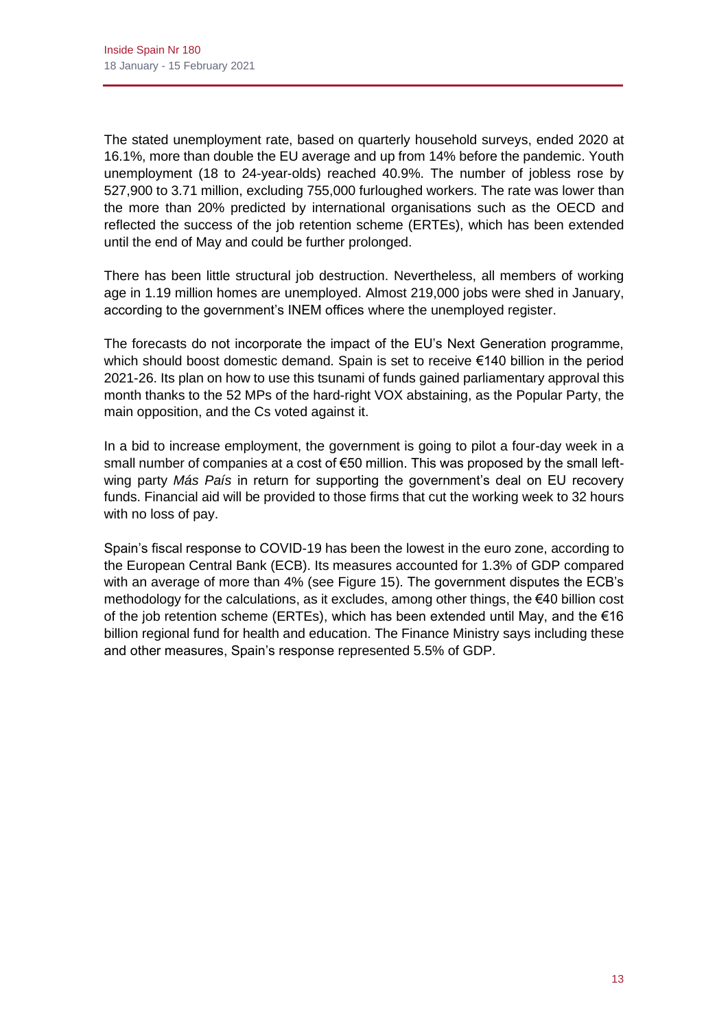The stated unemployment rate, based on quarterly household surveys, ended 2020 at 16.1%, more than double the EU average and up from 14% before the pandemic. Youth unemployment (18 to 24-year-olds) reached 40.9%. The number of jobless rose by 527,900 to 3.71 million, excluding 755,000 furloughed workers. The rate was lower than the more than 20% predicted by international organisations such as the OECD and reflected the success of the job retention scheme (ERTEs), which has been extended until the end of May and could be further prolonged.

There has been little structural job destruction. Nevertheless, all members of working age in 1.19 million homes are unemployed. Almost 219,000 jobs were shed in January, according to the government's INEM offices where the unemployed register.

The forecasts do not incorporate the impact of the EU's Next Generation programme, which should boost domestic demand. Spain is set to receive €140 billion in the period 2021-26. Its plan on how to use this tsunami of funds gained parliamentary approval this month thanks to the 52 MPs of the hard-right VOX abstaining, as the Popular Party, the main opposition, and the Cs voted against it.

In a bid to increase employment, the government is going to pilot a four-day week in a small number of companies at a cost of €50 million. This was proposed by the small left-wing party *Más País* in return for supporting the government's deal on EU recovery funds. Financial aid will be provided to those firms that cut the working week to 32 hours with no loss of pay.

Spain's fiscal response to COVID-19 has been the lowest in the euro zone, according to the European Central Bank (ECB). Its measures accounted for 1.3% of GDP compared with an average of more than 4% (see Figure 15). The government disputes the ECB's methodology for the calculations, as it excludes, among other things, the €40 billion cost of the job retention scheme (ERTEs), which has been extended until May, and the €16 billion regional fund for health and education. The Finance Ministry says including these and other measures, Spain's response represented 5.5% of GDP.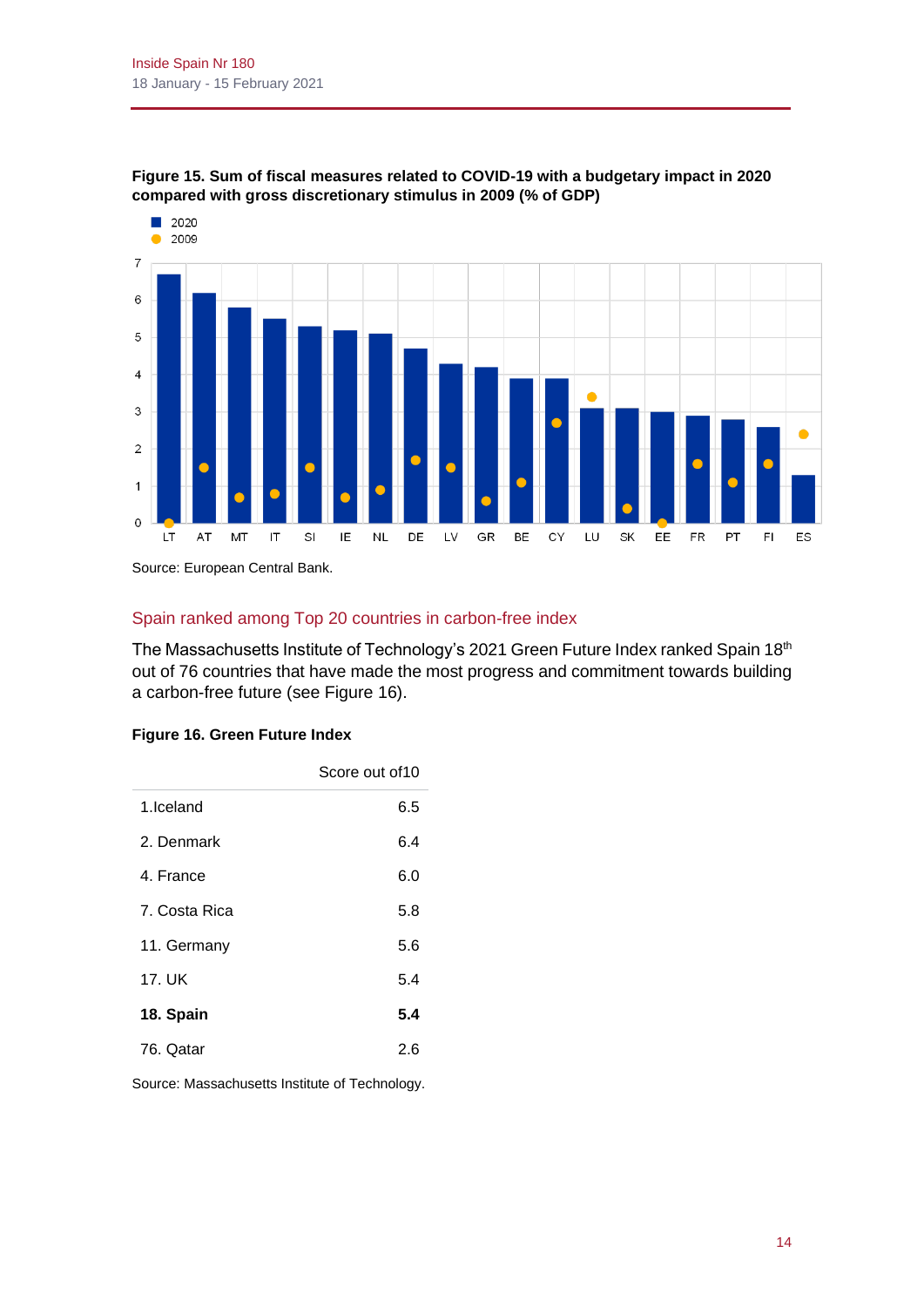**Figure 15. Sum of fiscal measures related to COVID-19 with a budgetary impact in 2020 compared with gross discretionary stimulus in 2009 (% of GDP)**

Source: European Central Bank.

## Spain ranked among Top 20 countries in carbon-free index

The Massachusetts Institute of Technology's 2021 Green Future Index ranked Spain 18th out of 76 countries that have made the most progress and commitment towards building a carbon-free future (see Figure 16).

**Figure 16. Green Future Index**

| | Score out of10 |
|---|---|
| 1.Iceland | 6.5 |
| 2. Denmark | 6.4 |
| 4. France | 6.0 |
| 7. Costa Rica | 5.8 |
| 11. Germany | 5.6 |
| 17. UK | 5.4 |
| **18. Spain** | **5.4** |
| 76. Qatar | 2.6 |

Source: Massachusetts Institute of Technology.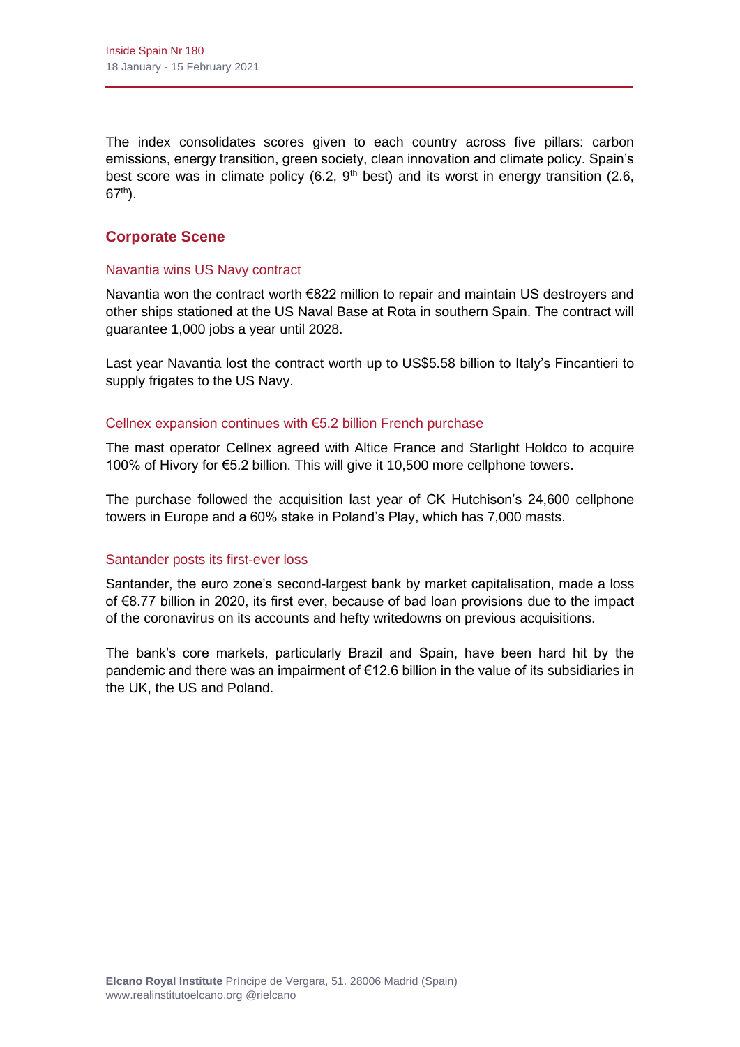The index consolidates scores given to each country across five pillars: carbon emissions, energy transition, green society, clean innovation and climate policy. Spain's best score was in climate policy (6.2, 9th best) and its worst in energy transition (2.6, 67th).

## Corporate Scene

### Navantia wins US Navy contract

Navantia won the contract worth €822 million to repair and maintain US destroyers and other ships stationed at the US Naval Base at Rota in southern Spain. The contract will guarantee 1,000 jobs a year until 2028.

Last year Navantia lost the contract worth up to US$5.58 billion to Italy's Fincantieri to supply frigates to the US Navy.

### Cellnex expansion continues with €5.2 billion French purchase

The mast operator Cellnex agreed with Altice France and Starlight Holdco to acquire 100% of Hivory for €5.2 billion. This will give it 10,500 more cellphone towers.

The purchase followed the acquisition last year of CK Hutchison's 24,600 cellphone towers in Europe and a 60% stake in Poland's Play, which has 7,000 masts.

### Santander posts its first-ever loss

Santander, the euro zone's second-largest bank by market capitalisation, made a loss of €8.77 billion in 2020, its first ever, because of bad loan provisions due to the impact of the coronavirus on its accounts and hefty writedowns on previous acquisitions.

The bank's core markets, particularly Brazil and Spain, have been hard hit by the pandemic and there was an impairment of €12.6 billion in the value of its subsidiaries in the UK, the US and Poland.